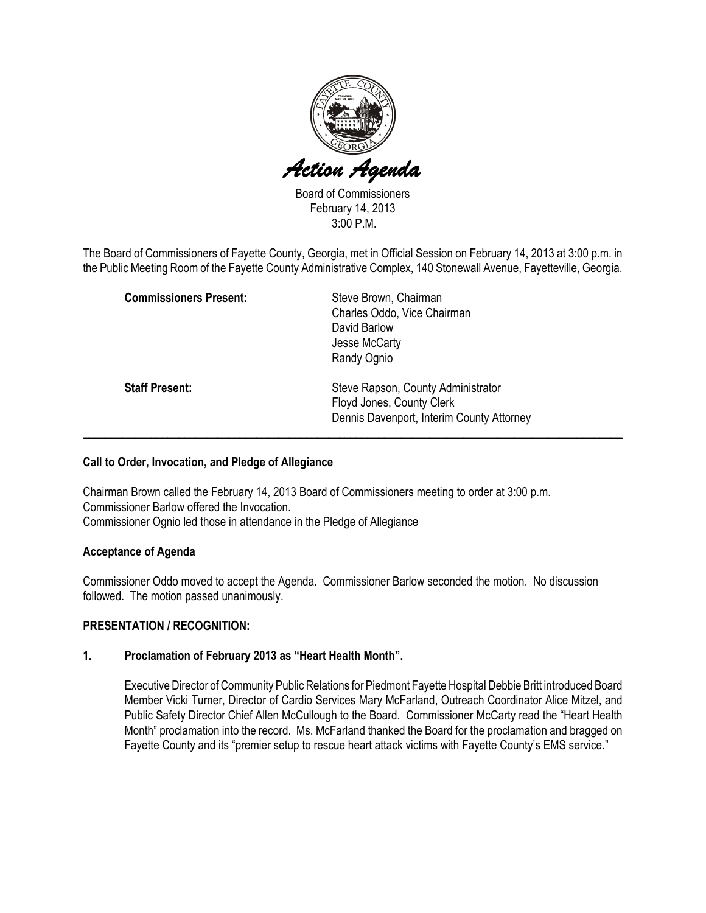# *Action Agenda*

Board of Commissioners
February 14, 2013
3:00 P.M.

The Board of Commissioners of Fayette County, Georgia, met in Official Session on February 14, 2013 at 3:00 p.m. in the Public Meeting Room of the Fayette County Administrative Complex, 140 Stonewall Avenue, Fayetteville, Georgia.

| | |
|---|---|
| **Commissioners Present:** | Steve Brown, Chairman<br>Charles Oddo, Vice Chairman<br>David Barlow<br>Jesse McCarty<br>Randy Ognio |
| **Staff Present:** | Steve Rapson, County Administrator<br>Floyd Jones, County Clerk<br>Dennis Davenport, Interim County Attorney |

---

### Call to Order, Invocation, and Pledge of Allegiance

Chairman Brown called the February 14, 2013 Board of Commissioners meeting to order at 3:00 p.m.
Commissioner Barlow offered the Invocation.
Commissioner Ognio led those in attendance in the Pledge of Allegiance

### Acceptance of Agenda

Commissioner Oddo moved to accept the Agenda. Commissioner Barlow seconded the motion. No discussion followed. The motion passed unanimously.

### PRESENTATION / RECOGNITION:

### 1. Proclamation of February 2013 as "Heart Health Month".

Executive Director of Community Public Relations for Piedmont Fayette Hospital Debbie Britt introduced Board Member Vicki Turner, Director of Cardio Services Mary McFarland, Outreach Coordinator Alice Mitzel, and Public Safety Director Chief Allen McCullough to the Board. Commissioner McCarty read the "Heart Health Month" proclamation into the record. Ms. McFarland thanked the Board for the proclamation and bragged on Fayette County and its "premier setup to rescue heart attack victims with Fayette County's EMS service."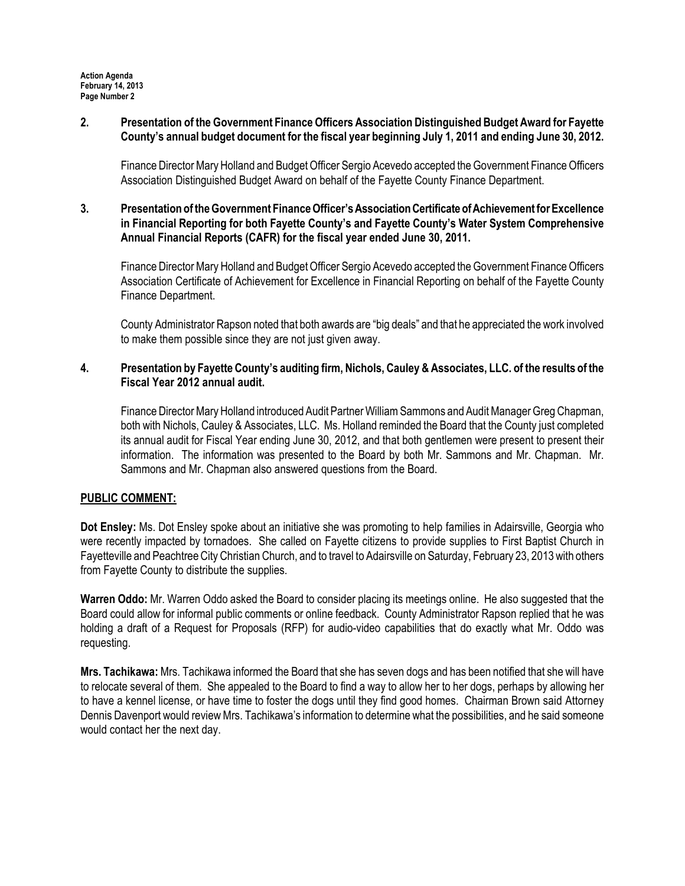**2. Presentation of the Government Finance Officers Association Distinguished Budget Award for Fayette County's annual budget document for the fiscal year beginning July 1, 2011 and ending June 30, 2012.**

Finance Director Mary Holland and Budget Officer Sergio Acevedo accepted the Government Finance Officers Association Distinguished Budget Award on behalf of the Fayette County Finance Department.

**3. Presentation of the Government Finance Officer's Association Certificate of Achievement for Excellence in Financial Reporting for both Fayette County's and Fayette County's Water System Comprehensive Annual Financial Reports (CAFR) for the fiscal year ended June 30, 2011.**

Finance Director Mary Holland and Budget Officer Sergio Acevedo accepted the Government Finance Officers Association Certificate of Achievement for Excellence in Financial Reporting on behalf of the Fayette County Finance Department.

County Administrator Rapson noted that both awards are "big deals" and that he appreciated the work involved to make them possible since they are not just given away.

**4. Presentation by Fayette County's auditing firm, Nichols, Cauley & Associates, LLC. of the results of the Fiscal Year 2012 annual audit.**

Finance Director Mary Holland introduced Audit Partner William Sammons and Audit Manager Greg Chapman, both with Nichols, Cauley & Associates, LLC. Ms. Holland reminded the Board that the County just completed its annual audit for Fiscal Year ending June 30, 2012, and that both gentlemen were present to present their information. The information was presented to the Board by both Mr. Sammons and Mr. Chapman. Mr. Sammons and Mr. Chapman also answered questions from the Board.

**PUBLIC COMMENT:**

**Dot Ensley:** Ms. Dot Ensley spoke about an initiative she was promoting to help families in Adairsville, Georgia who were recently impacted by tornadoes. She called on Fayette citizens to provide supplies to First Baptist Church in Fayetteville and Peachtree City Christian Church, and to travel to Adairsville on Saturday, February 23, 2013 with others from Fayette County to distribute the supplies.

**Warren Oddo:** Mr. Warren Oddo asked the Board to consider placing its meetings online. He also suggested that the Board could allow for informal public comments or online feedback. County Administrator Rapson replied that he was holding a draft of a Request for Proposals (RFP) for audio-video capabilities that do exactly what Mr. Oddo was requesting.

**Mrs. Tachikawa:** Mrs. Tachikawa informed the Board that she has seven dogs and has been notified that she will have to relocate several of them. She appealed to the Board to find a way to allow her to her dogs, perhaps by allowing her to have a kennel license, or have time to foster the dogs until they find good homes. Chairman Brown said Attorney Dennis Davenport would review Mrs. Tachikawa's information to determine what the possibilities, and he said someone would contact her the next day.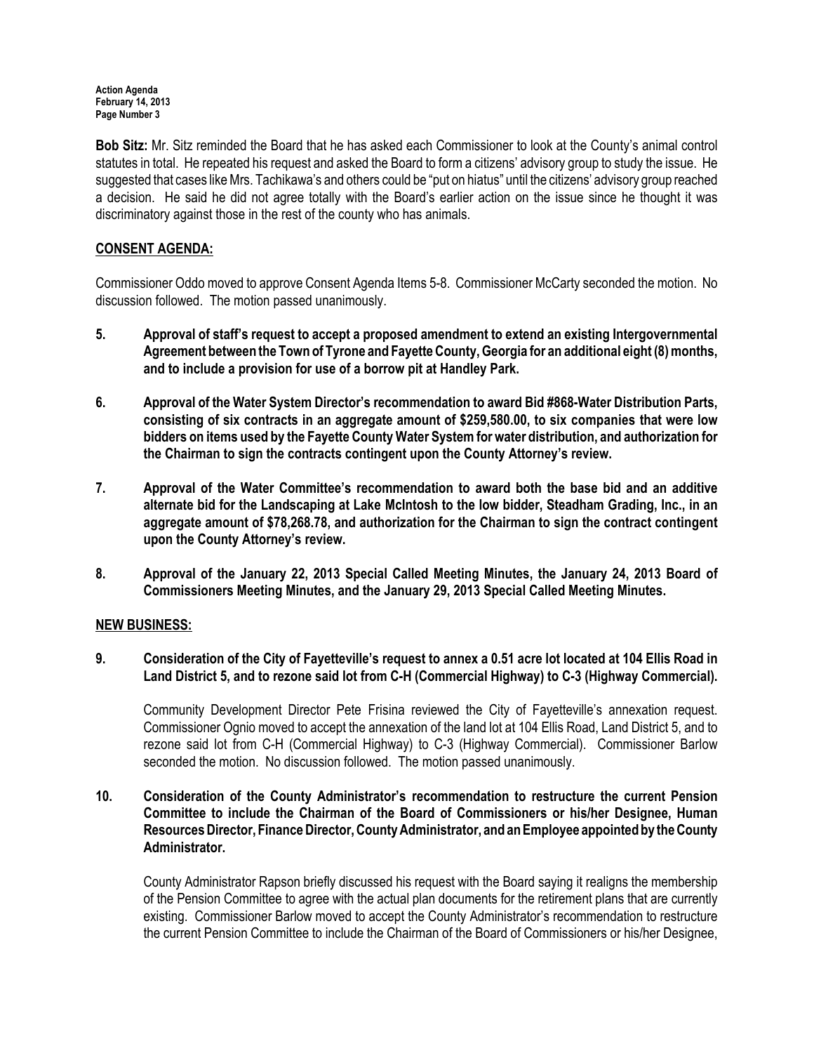**Bob Sitz:** Mr. Sitz reminded the Board that he has asked each Commissioner to look at the County's animal control statutes in total. He repeated his request and asked the Board to form a citizens' advisory group to study the issue. He suggested that cases like Mrs. Tachikawa's and others could be "put on hiatus" until the citizens' advisory group reached a decision. He said he did not agree totally with the Board's earlier action on the issue since he thought it was discriminatory against those in the rest of the county who has animals.

## CONSENT AGENDA:

Commissioner Oddo moved to approve Consent Agenda Items 5-8. Commissioner McCarty seconded the motion. No discussion followed. The motion passed unanimously.

**5. Approval of staff's request to accept a proposed amendment to extend an existing Intergovernmental Agreement between the Town of Tyrone and Fayette County, Georgia for an additional eight (8) months, and to include a provision for use of a borrow pit at Handley Park.**

**6. Approval of the Water System Director's recommendation to award Bid #868-Water Distribution Parts, consisting of six contracts in an aggregate amount of $259,580.00, to six companies that were low bidders on items used by the Fayette County Water System for water distribution, and authorization for the Chairman to sign the contracts contingent upon the County Attorney's review.**

**7. Approval of the Water Committee's recommendation to award both the base bid and an additive alternate bid for the Landscaping at Lake McIntosh to the low bidder, Steadham Grading, Inc., in an aggregate amount of $78,268.78, and authorization for the Chairman to sign the contract contingent upon the County Attorney's review.**

**8. Approval of the January 22, 2013 Special Called Meeting Minutes, the January 24, 2013 Board of Commissioners Meeting Minutes, and the January 29, 2013 Special Called Meeting Minutes.**

## NEW BUSINESS:

**9. Consideration of the City of Fayetteville's request to annex a 0.51 acre lot located at 104 Ellis Road in Land District 5, and to rezone said lot from C-H (Commercial Highway) to C-3 (Highway Commercial).**

Community Development Director Pete Frisina reviewed the City of Fayetteville's annexation request. Commissioner Ognio moved to accept the annexation of the land lot at 104 Ellis Road, Land District 5, and to rezone said lot from C-H (Commercial Highway) to C-3 (Highway Commercial). Commissioner Barlow seconded the motion. No discussion followed. The motion passed unanimously.

**10. Consideration of the County Administrator's recommendation to restructure the current Pension Committee to include the Chairman of the Board of Commissioners or his/her Designee, Human Resources Director, Finance Director, County Administrator, and an Employee appointed by the County Administrator.**

County Administrator Rapson briefly discussed his request with the Board saying it realigns the membership of the Pension Committee to agree with the actual plan documents for the retirement plans that are currently existing. Commissioner Barlow moved to accept the County Administrator's recommendation to restructure the current Pension Committee to include the Chairman of the Board of Commissioners or his/her Designee,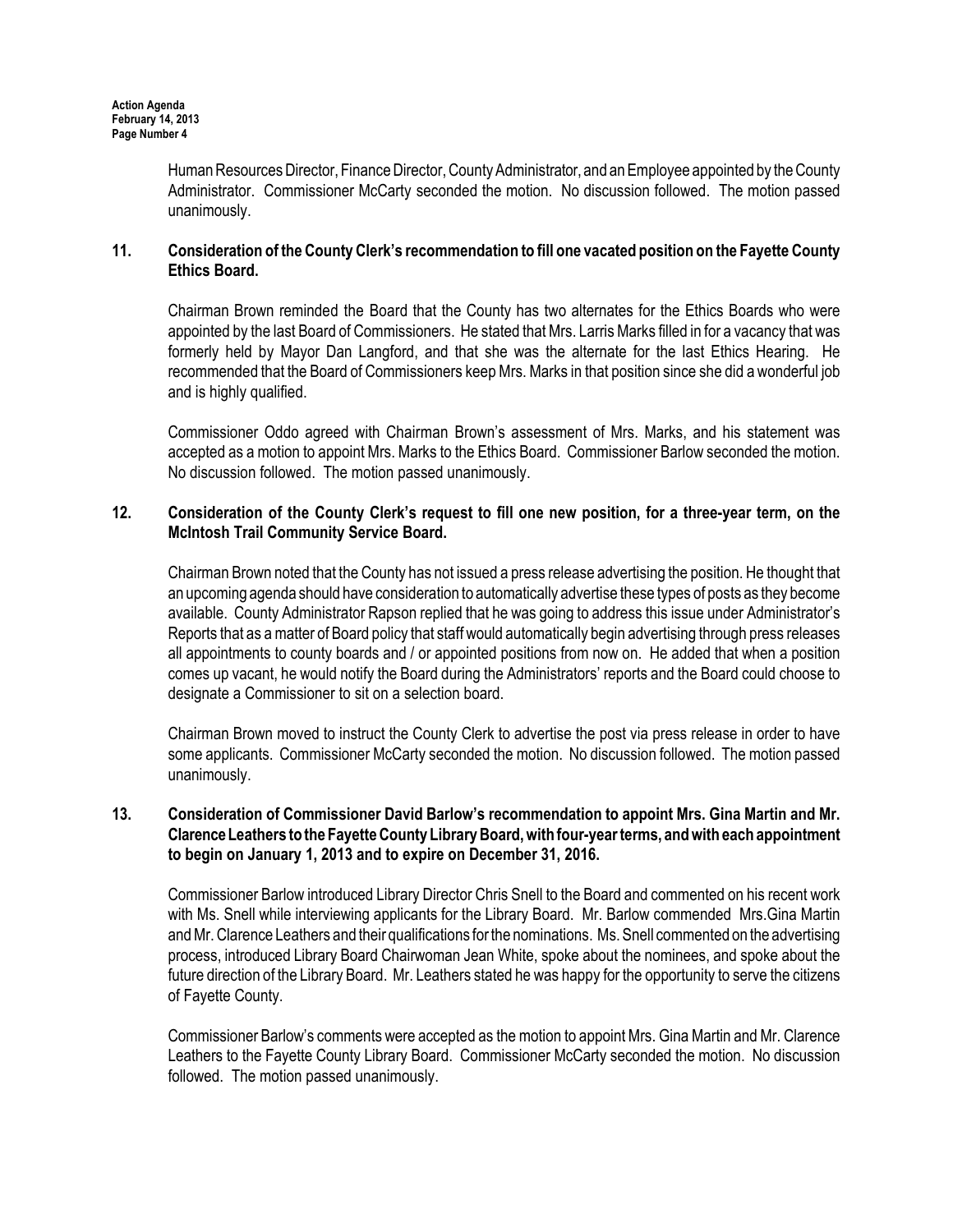Human Resources Director, Finance Director, County Administrator, and an Employee appointed by the County Administrator. Commissioner McCarty seconded the motion. No discussion followed. The motion passed unanimously.

**11. Consideration of the County Clerk's recommendation to fill one vacated position on the Fayette County Ethics Board.**

Chairman Brown reminded the Board that the County has two alternates for the Ethics Boards who were appointed by the last Board of Commissioners. He stated that Mrs. Larris Marks filled in for a vacancy that was formerly held by Mayor Dan Langford, and that she was the alternate for the last Ethics Hearing. He recommended that the Board of Commissioners keep Mrs. Marks in that position since she did a wonderful job and is highly qualified.

Commissioner Oddo agreed with Chairman Brown's assessment of Mrs. Marks, and his statement was accepted as a motion to appoint Mrs. Marks to the Ethics Board. Commissioner Barlow seconded the motion. No discussion followed. The motion passed unanimously.

**12. Consideration of the County Clerk's request to fill one new position, for a three-year term, on the McIntosh Trail Community Service Board.**

Chairman Brown noted that the County has not issued a press release advertising the position. He thought that an upcoming agenda should have consideration to automatically advertise these types of posts as they become available. County Administrator Rapson replied that he was going to address this issue under Administrator's Reports that as a matter of Board policy that staff would automatically begin advertising through press releases all appointments to county boards and / or appointed positions from now on. He added that when a position comes up vacant, he would notify the Board during the Administrators' reports and the Board could choose to designate a Commissioner to sit on a selection board.

Chairman Brown moved to instruct the County Clerk to advertise the post via press release in order to have some applicants. Commissioner McCarty seconded the motion. No discussion followed. The motion passed unanimously.

**13. Consideration of Commissioner David Barlow's recommendation to appoint Mrs. Gina Martin and Mr. Clarence Leathers to the Fayette County Library Board, with four-year terms, and with each appointment to begin on January 1, 2013 and to expire on December 31, 2016.**

Commissioner Barlow introduced Library Director Chris Snell to the Board and commented on his recent work with Ms. Snell while interviewing applicants for the Library Board. Mr. Barlow commended Mrs.Gina Martin and Mr. Clarence Leathers and their qualifications for the nominations. Ms. Snell commented on the advertising process, introduced Library Board Chairwoman Jean White, spoke about the nominees, and spoke about the future direction of the Library Board. Mr. Leathers stated he was happy for the opportunity to serve the citizens of Fayette County.

Commissioner Barlow's comments were accepted as the motion to appoint Mrs. Gina Martin and Mr. Clarence Leathers to the Fayette County Library Board. Commissioner McCarty seconded the motion. No discussion followed. The motion passed unanimously.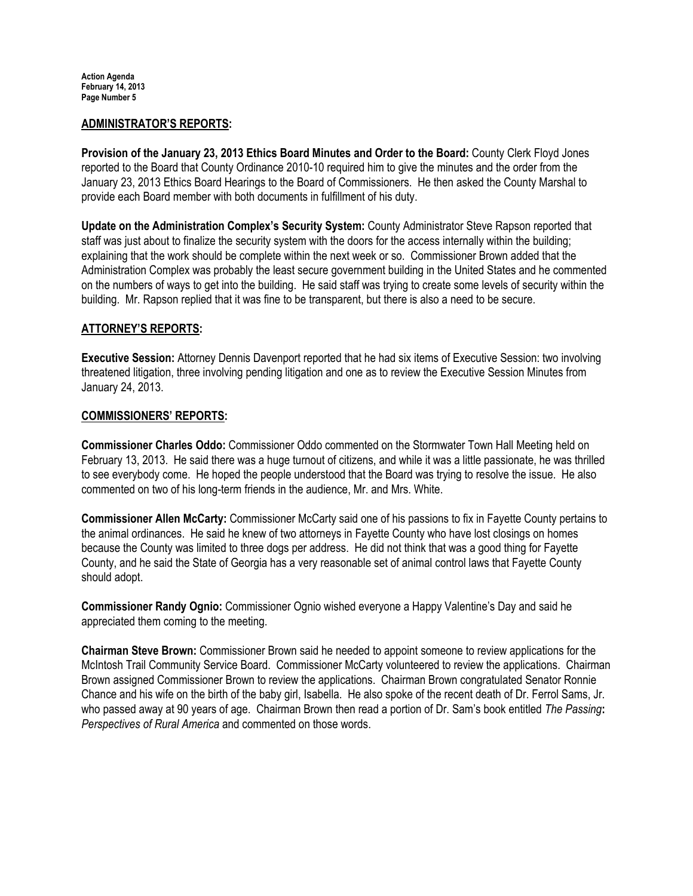## ADMINISTRATOR'S REPORTS:

**Provision of the January 23, 2013 Ethics Board Minutes and Order to the Board:** County Clerk Floyd Jones reported to the Board that County Ordinance 2010-10 required him to give the minutes and the order from the January 23, 2013 Ethics Board Hearings to the Board of Commissioners. He then asked the County Marshal to provide each Board member with both documents in fulfillment of his duty.

**Update on the Administration Complex's Security System:** County Administrator Steve Rapson reported that staff was just about to finalize the security system with the doors for the access internally within the building; explaining that the work should be complete within the next week or so. Commissioner Brown added that the Administration Complex was probably the least secure government building in the United States and he commented on the numbers of ways to get into the building. He said staff was trying to create some levels of security within the building. Mr. Rapson replied that it was fine to be transparent, but there is also a need to be secure.

## ATTORNEY'S REPORTS:

**Executive Session:** Attorney Dennis Davenport reported that he had six items of Executive Session: two involving threatened litigation, three involving pending litigation and one as to review the Executive Session Minutes from January 24, 2013.

## COMMISSIONERS' REPORTS:

**Commissioner Charles Oddo:** Commissioner Oddo commented on the Stormwater Town Hall Meeting held on February 13, 2013. He said there was a huge turnout of citizens, and while it was a little passionate, he was thrilled to see everybody come. He hoped the people understood that the Board was trying to resolve the issue. He also commented on two of his long-term friends in the audience, Mr. and Mrs. White.

**Commissioner Allen McCarty:** Commissioner McCarty said one of his passions to fix in Fayette County pertains to the animal ordinances. He said he knew of two attorneys in Fayette County who have lost closings on homes because the County was limited to three dogs per address. He did not think that was a good thing for Fayette County, and he said the State of Georgia has a very reasonable set of animal control laws that Fayette County should adopt.

**Commissioner Randy Ognio:** Commissioner Ognio wished everyone a Happy Valentine's Day and said he appreciated them coming to the meeting.

**Chairman Steve Brown:** Commissioner Brown said he needed to appoint someone to review applications for the McIntosh Trail Community Service Board. Commissioner McCarty volunteered to review the applications. Chairman Brown assigned Commissioner Brown to review the applications. Chairman Brown congratulated Senator Ronnie Chance and his wife on the birth of the baby girl, Isabella. He also spoke of the recent death of Dr. Ferrol Sams, Jr. who passed away at 90 years of age. Chairman Brown then read a portion of Dr. Sam's book entitled *The Passing***:** *Perspectives of Rural America* and commented on those words.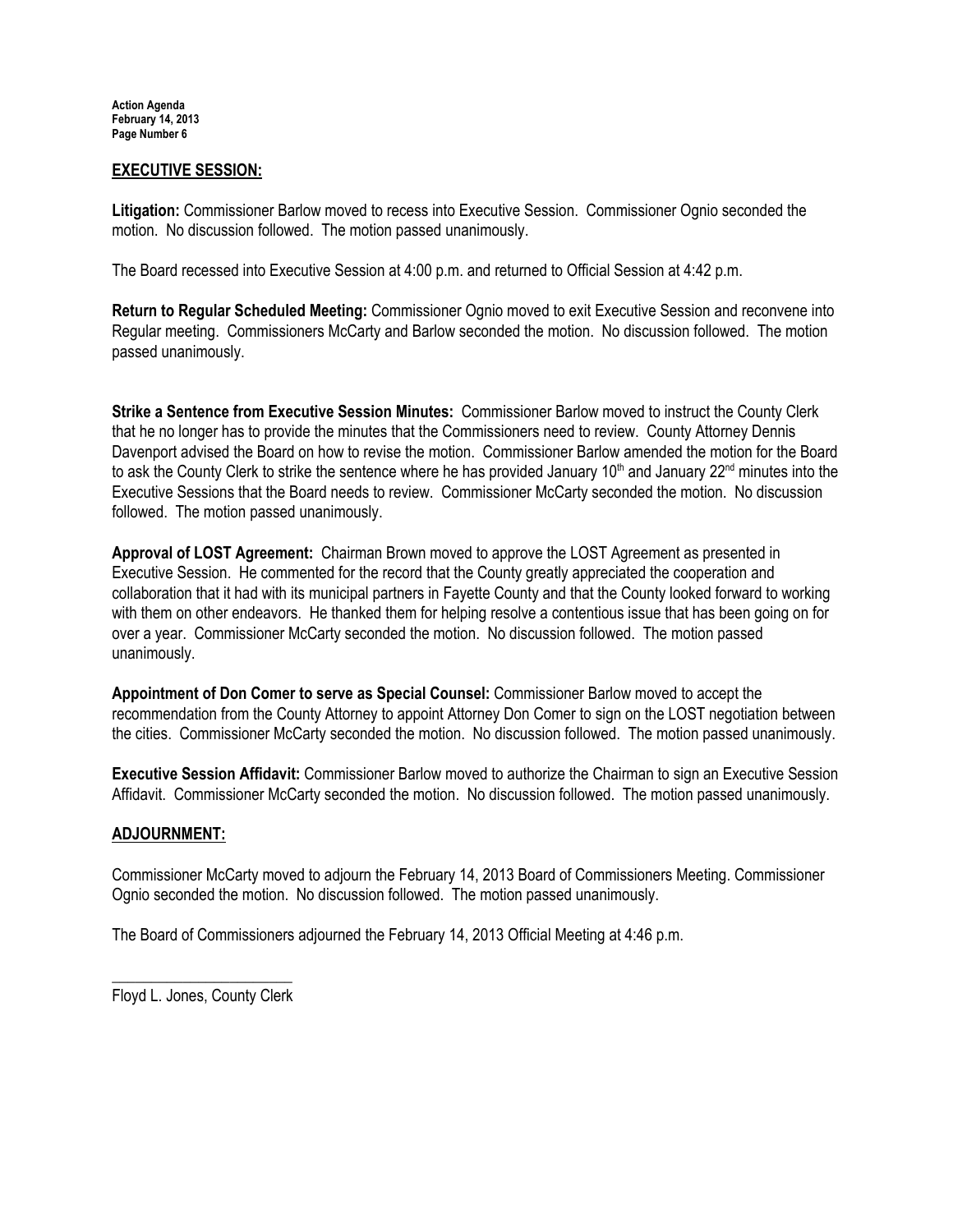## EXECUTIVE SESSION:

**Litigation:** Commissioner Barlow moved to recess into Executive Session. Commissioner Ognio seconded the motion. No discussion followed. The motion passed unanimously.

The Board recessed into Executive Session at 4:00 p.m. and returned to Official Session at 4:42 p.m.

**Return to Regular Scheduled Meeting:** Commissioner Ognio moved to exit Executive Session and reconvene into Regular meeting. Commissioners McCarty and Barlow seconded the motion. No discussion followed. The motion passed unanimously.

**Strike a Sentence from Executive Session Minutes:** Commissioner Barlow moved to instruct the County Clerk that he no longer has to provide the minutes that the Commissioners need to review. County Attorney Dennis Davenport advised the Board on how to revise the motion. Commissioner Barlow amended the motion for the Board to ask the County Clerk to strike the sentence where he has provided January 10th and January 22nd minutes into the Executive Sessions that the Board needs to review. Commissioner McCarty seconded the motion. No discussion followed. The motion passed unanimously.

**Approval of LOST Agreement:** Chairman Brown moved to approve the LOST Agreement as presented in Executive Session. He commented for the record that the County greatly appreciated the cooperation and collaboration that it had with its municipal partners in Fayette County and that the County looked forward to working with them on other endeavors. He thanked them for helping resolve a contentious issue that has been going on for over a year. Commissioner McCarty seconded the motion. No discussion followed. The motion passed unanimously.

**Appointment of Don Comer to serve as Special Counsel:** Commissioner Barlow moved to accept the recommendation from the County Attorney to appoint Attorney Don Comer to sign on the LOST negotiation between the cities. Commissioner McCarty seconded the motion. No discussion followed. The motion passed unanimously.

**Executive Session Affidavit:** Commissioner Barlow moved to authorize the Chairman to sign an Executive Session Affidavit. Commissioner McCarty seconded the motion. No discussion followed. The motion passed unanimously.

## ADJOURNMENT:

Commissioner McCarty moved to adjourn the February 14, 2013 Board of Commissioners Meeting. Commissioner Ognio seconded the motion. No discussion followed. The motion passed unanimously.

The Board of Commissioners adjourned the February 14, 2013 Official Meeting at 4:46 p.m.

___________________________

Floyd L. Jones, County Clerk